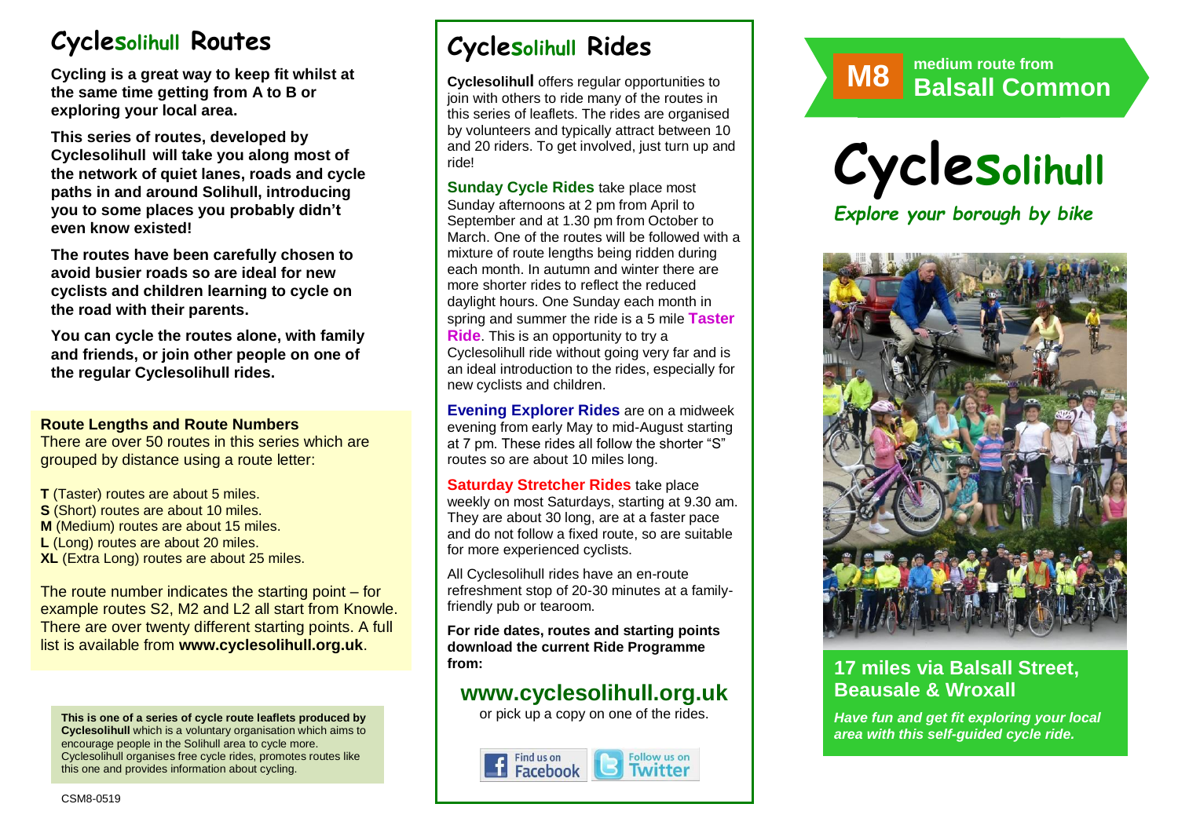# CycleSolihull Routes

**Cycling is a great way to keep fit whilst at the same time getting from A to B or exploring your local area.**

**This series of routes, developed by Cyclesolihull will take you along most of the network of quiet lanes, roads and cycle paths in and around Solihull, introducing you to some places you probably didn't even know existed!**

**The routes have been carefully chosen to avoid busier roads so are ideal for new cyclists and children learning to cycle on the road with their parents.**

**You can cycle the routes alone, with family and friends, or join other people on one of the regular Cyclesolihull rides.**

**Route Lengths and Route Numbers**

There are over 50 routes in this series which are grouped by distance using a route letter:

**T** (Taster) routes are about 5 miles.
**S** (Short) routes are about 10 miles.
**M** (Medium) routes are about 15 miles.
**L** (Long) routes are about 20 miles.
**XL** (Extra Long) routes are about 25 miles.

The route number indicates the starting point – for example routes S2, M2 and L2 all start from Knowle. There are over twenty different starting points. A full list is available from **www.cyclesolihull.org.uk**.

**This is one of a series of cycle route leaflets produced by Cyclesolihull** which is a voluntary organisation which aims to encourage people in the Solihull area to cycle more. Cyclesolihull organises free cycle rides, promotes routes like this one and provides information about cycling.

CSM8-0519

# CycleSolihull Rides

**Cyclesolihull** offers regular opportunities to join with others to ride many of the routes in this series of leaflets. The rides are organised by volunteers and typically attract between 10 and 20 riders. To get involved, just turn up and ride!

**Sunday Cycle Rides** take place most Sunday afternoons at 2 pm from April to September and at 1.30 pm from October to March. One of the routes will be followed with a mixture of route lengths being ridden during each month. In autumn and winter there are more shorter rides to reflect the reduced daylight hours. One Sunday each month in spring and summer the ride is a 5 mile **Taster Ride**. This is an opportunity to try a Cyclesolihull ride without going very far and is an ideal introduction to the rides, especially for new cyclists and children.

**Evening Explorer Rides** are on a midweek evening from early May to mid-August starting at 7 pm. These rides all follow the shorter "S" routes so are about 10 miles long.

**Saturday Stretcher Rides** take place weekly on most Saturdays, starting at 9.30 am. They are about 30 long, are at a faster pace and do not follow a fixed route, so are suitable for more experienced cyclists.

All Cyclesolihull rides have an en-route refreshment stop of 20-30 minutes at a family-friendly pub or tearoom.

**For ride dates, routes and starting points download the current Ride Programme from:**

## www.cyclesolihull.org.uk

or pick up a copy on one of the rides.

Find us on Facebook | Follow us on Twitter

**M8** medium route from **Balsall Common**

# CycleSolihull

*Explore your borough by bike*

## 17 miles via Balsall Street, Beausale & Wroxall

***Have fun and get fit exploring your local area with this self-guided cycle ride.***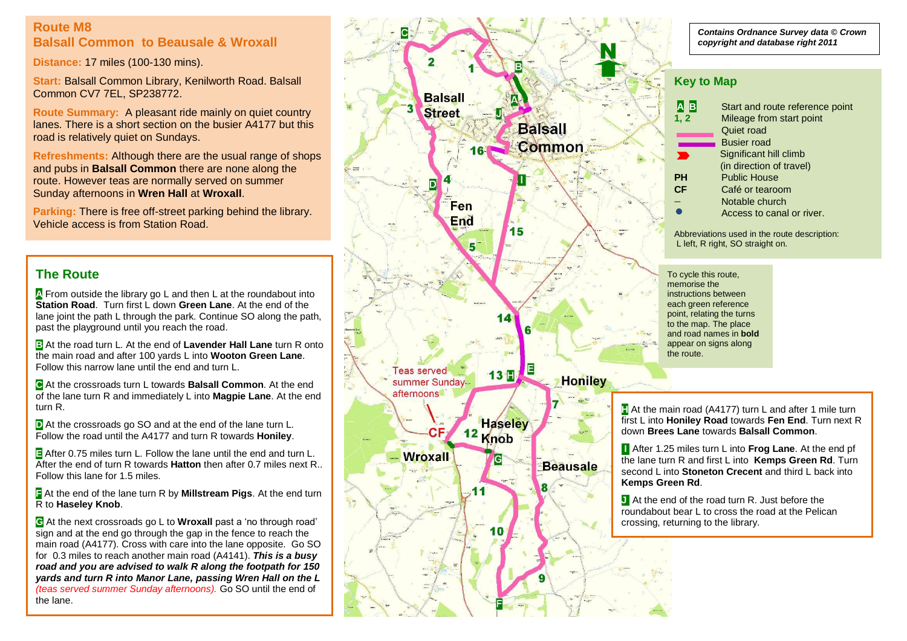## Route M8
## Balsall Common to Beausale & Wroxall

**Distance:** 17 miles (100-130 mins).

**Start:** Balsall Common Library, Kenilworth Road. Balsall Common CV7 7EL, SP238772.

**Route Summary:** A pleasant ride mainly on quiet country lanes. There is a short section on the busier A4177 but this road is relatively quiet on Sundays.

**Refreshments:** Although there are the usual range of shops and pubs in **Balsall Common** there are none along the route. However teas are normally served on summer Sunday afternoons in **Wren Hall** at **Wroxall**.

**Parking:** There is free off-street parking behind the library. Vehicle access is from Station Road.

## The Route

**A** From outside the library go L and then L at the roundabout into **Station Road**. Turn first L down **Green Lane**. At the end of the lane joint the path L through the park. Continue SO along the path, past the playground until you reach the road.

**B** At the road turn L. At the end of **Lavender Hall Lane** turn R onto the main road and after 100 yards L into **Wooton Green Lane**. Follow this narrow lane until the end and turn L.

**C** At the crossroads turn L towards **Balsall Common**. At the end of the lane turn R and immediately L into **Magpie Lane**. At the end turn R.

**D** At the crossroads go SO and at the end of the lane turn L. Follow the road until the A4177 and turn R towards **Honiley**.

**E** After 0.75 miles turn L. Follow the lane until the end and turn L. After the end of turn R towards **Hatton** then after 0.7 miles next R.. Follow this lane for 1.5 miles.

**F** At the end of the lane turn R by **Millstream Pigs**. At the end turn R to **Haseley Knob**.

**G** At the next crossroads go L to **Wroxall** past a 'no through road' sign and at the end go through the gap in the fence to reach the main road (A4177). Cross with care into the lane opposite. Go SO for 0.3 miles to reach another main road (A4141). ***This is a busy road and you are advised to walk R along the footpath for 150 yards and turn R into Manor Lane, passing Wren Hall on the L*** *(teas served summer Sunday afternoons).* Go SO until the end of the lane.

**H** At the main road (A4177) turn L and after 1 mile turn first L into **Honiley Road** towards **Fen End**. Turn next R down **Brees Lane** towards **Balsall Common**.

**I** After 1.25 miles turn L into **Frog Lane**. At the end pf the lane turn R and first L into **Kemps Green Rd**. Turn second L into **Stoneton Crecent** and third L back into **Kemps Green Rd**.

**J** At the end of the road turn R. Just before the roundabout bear L to cross the road at the Pelican crossing, returning to the library.

***Contains Ordnance Survey data © Crown copyright and database right 2011***

## Key to Map

| | |
|---|---|
| A B | Start and route reference point |
| 1, 2 | Mileage from start point |
| | Quiet road |
| | Busier road |
| | Significant hill climb (in direction of travel) |
| PH | Public House |
| CF | Café or tearoom |
| | Notable church |
| | Access to canal or river. |

Abbreviations used in the route description: L left, R right, SO straight on.

To cycle this route, memorise the instructions between each green reference point, relating the turns to the map. The place and road names in **bold** appear on signs along the route.

C
2
1
B
3 Balsall Street
A
J
Balsall Common
16
D 4
Fen End
I
15
5
14
6
Teas served summer Sunday afternoons
13 H
E
Honiley
7
CF
12 Haseley Knob
Wroxall
G
Beausale
8
11
10
9
F
N